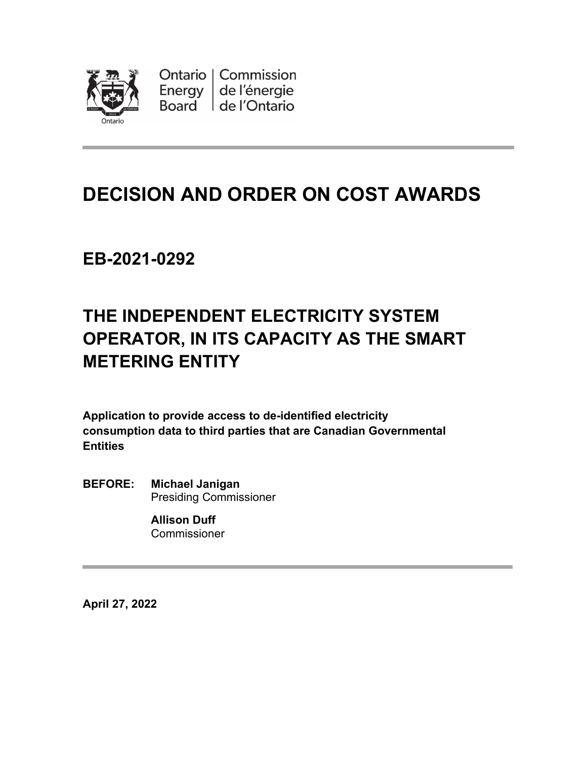Ontario Energy Board | Commission de l'énergie de l'Ontario

# DECISION AND ORDER ON COST AWARDS

## EB-2021-0292

## THE INDEPENDENT ELECTRICITY SYSTEM OPERATOR, IN ITS CAPACITY AS THE SMART METERING ENTITY

**Application to provide access to de-identified electricity consumption data to third parties that are Canadian Governmental Entities**

**BEFORE:** **Michael Janigan**
Presiding Commissioner

**Allison Duff**
Commissioner

**April 27, 2022**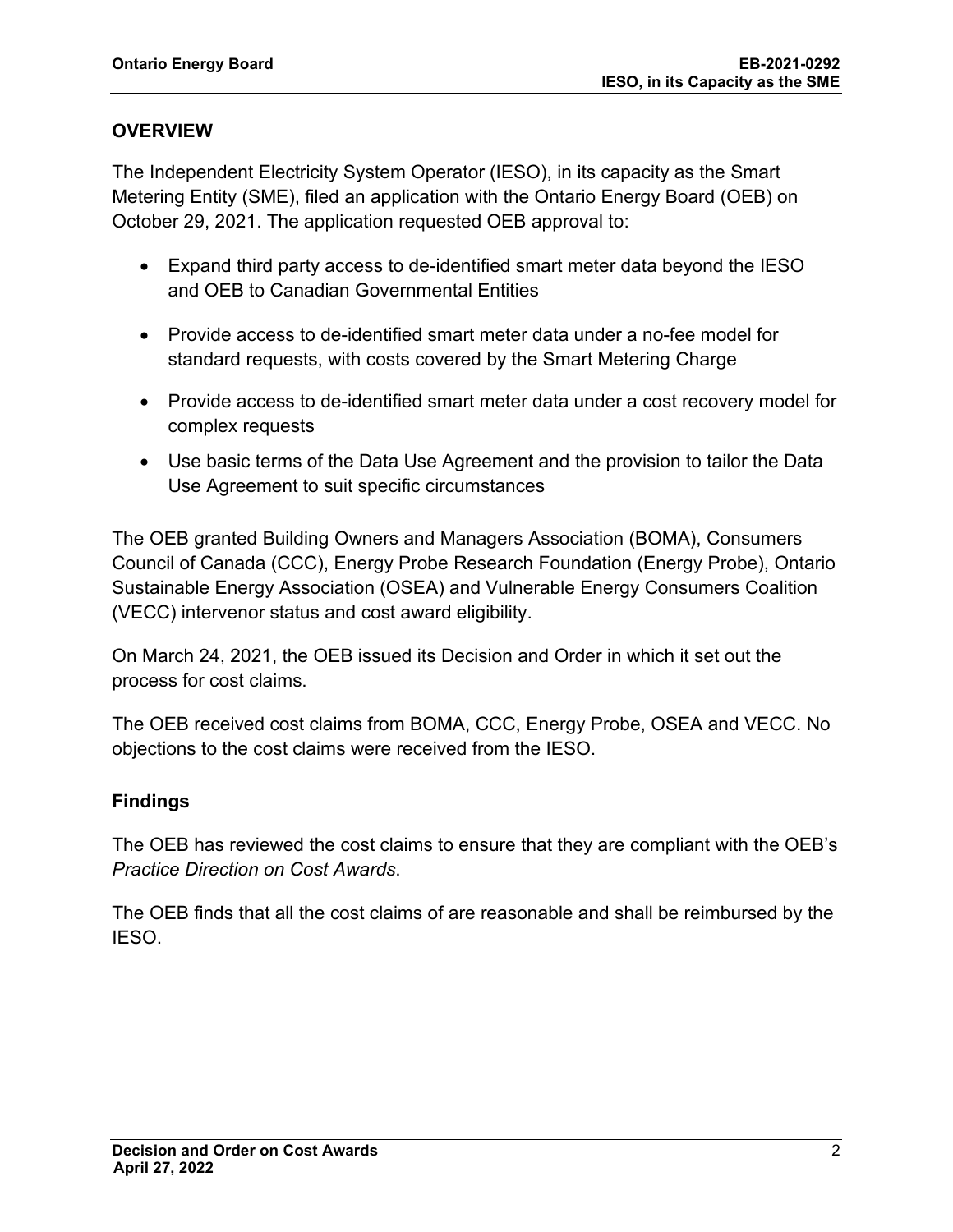## OVERVIEW

The Independent Electricity System Operator (IESO), in its capacity as the Smart Metering Entity (SME), filed an application with the Ontario Energy Board (OEB) on October 29, 2021. The application requested OEB approval to:

- Expand third party access to de-identified smart meter data beyond the IESO and OEB to Canadian Governmental Entities
- Provide access to de-identified smart meter data under a no-fee model for standard requests, with costs covered by the Smart Metering Charge
- Provide access to de-identified smart meter data under a cost recovery model for complex requests
- Use basic terms of the Data Use Agreement and the provision to tailor the Data Use Agreement to suit specific circumstances

The OEB granted Building Owners and Managers Association (BOMA), Consumers Council of Canada (CCC), Energy Probe Research Foundation (Energy Probe), Ontario Sustainable Energy Association (OSEA) and Vulnerable Energy Consumers Coalition (VECC) intervenor status and cost award eligibility.

On March 24, 2021, the OEB issued its Decision and Order in which it set out the process for cost claims.

The OEB received cost claims from BOMA, CCC, Energy Probe, OSEA and VECC. No objections to the cost claims were received from the IESO.

## Findings

The OEB has reviewed the cost claims to ensure that they are compliant with the OEB's *Practice Direction on Cost Awards*.

The OEB finds that all the cost claims of are reasonable and shall be reimbursed by the IESO.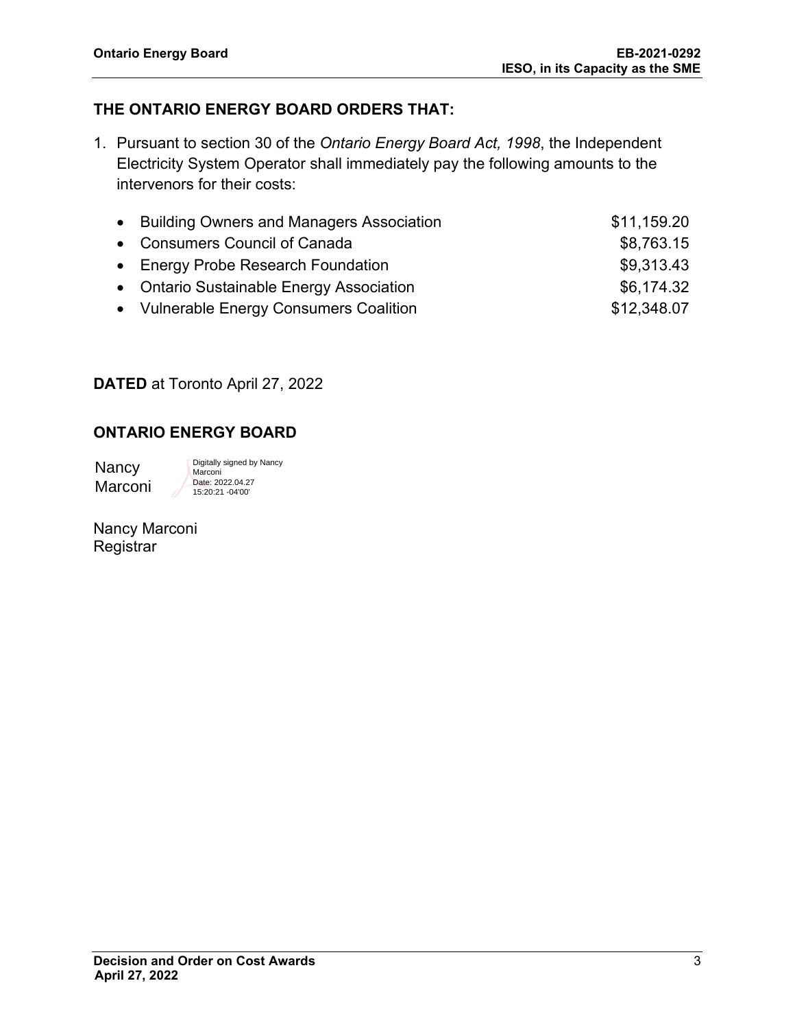**THE ONTARIO ENERGY BOARD ORDERS THAT:**

1. Pursuant to section 30 of the *Ontario Energy Board Act, 1998*, the Independent Electricity System Operator shall immediately pay the following amounts to the intervenors for their costs:

| | |
|---|---|
| • Building Owners and Managers Association | $11,159.20 |
| • Consumers Council of Canada | $8,763.15 |
| • Energy Probe Research Foundation | $9,313.43 |
| • Ontario Sustainable Energy Association | $6,174.32 |
| • Vulnerable Energy Consumers Coalition | $12,348.07 |

**DATED** at Toronto April 27, 2022

**ONTARIO ENERGY BOARD**

Nancy Marconi

Digitally signed by Nancy Marconi
Date: 2022.04.27 15:20:21 -04'00'

Nancy Marconi
Registrar